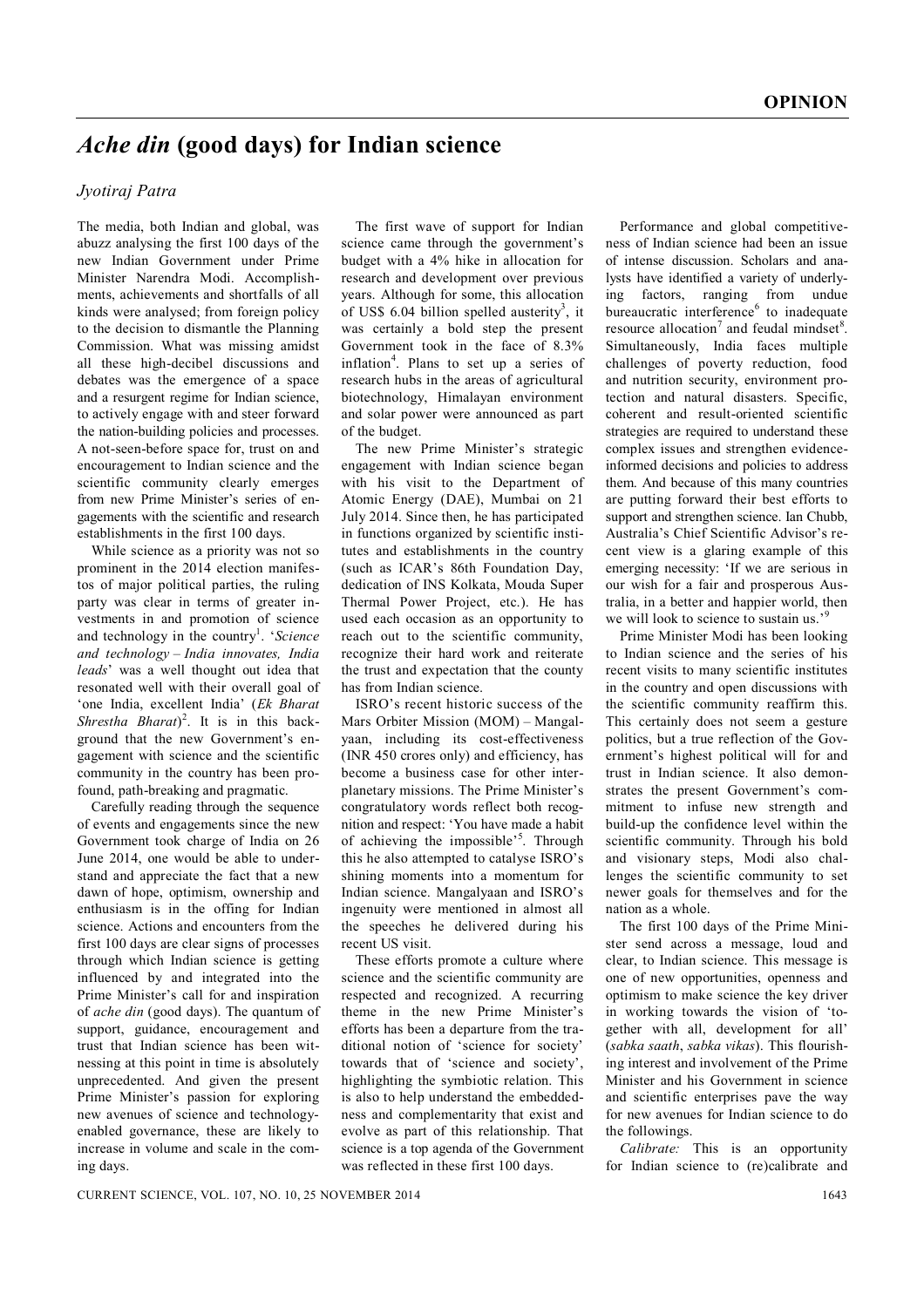**OPINION**

# *Ache din* (good days) for Indian science

*Jyotiraj Patra*

The media, both Indian and global, was abuzz analysing the first 100 days of the new Indian Government under Prime Minister Narendra Modi. Accomplishments, achievements and shortfalls of all kinds were analysed; from foreign policy to the decision to dismantle the Planning Commission. What was missing amidst all these high-decibel discussions and debates was the emergence of a space and a resurgent regime for Indian science, to actively engage with and steer forward the nation-building policies and processes. A not-seen-before space for, trust on and encouragement to Indian science and the scientific community clearly emerges from new Prime Minister's series of engagements with the scientific and research establishments in the first 100 days.

While science as a priority was not so prominent in the 2014 election manifestos of major political parties, the ruling party was clear in terms of greater investments in and promotion of science and technology in the country[1]. '*Science and technology – India innovates, India leads*' was a well thought out idea that resonated well with their overall goal of 'one India, excellent India' (*Ek Bharat Shrestha Bharat*)[2]. It is in this background that the new Government's engagement with science and the scientific community in the country has been profound, path-breaking and pragmatic.

Carefully reading through the sequence of events and engagements since the new Government took charge of India on 26 June 2014, one would be able to understand and appreciate the fact that a new dawn of hope, optimism, ownership and enthusiasm is in the offing for Indian science. Actions and encounters from the first 100 days are clear signs of processes through which Indian science is getting influenced by and integrated into the Prime Minister's call for and inspiration of *ache din* (good days). The quantum of support, guidance, encouragement and trust that Indian science has been witnessing at this point in time is absolutely unprecedented. And given the present Prime Minister's passion for exploring new avenues of science and technology-enabled governance, these are likely to increase in volume and scale in the coming days.

The first wave of support for Indian science came through the government's budget with a 4% hike in allocation for research and development over previous years. Although for some, this allocation of US$ 6.04 billion spelled austerity[3], it was certainly a bold step the present Government took in the face of 8.3% inflation[4]. Plans to set up a series of research hubs in the areas of agricultural biotechnology, Himalayan environment and solar power were announced as part of the budget.

The new Prime Minister's strategic engagement with Indian science began with his visit to the Department of Atomic Energy (DAE), Mumbai on 21 July 2014. Since then, he has participated in functions organized by scientific institutes and establishments in the country (such as ICAR's 86th Foundation Day, dedication of INS Kolkata, Mouda Super Thermal Power Project, etc.). He has used each occasion as an opportunity to reach out to the scientific community, recognize their hard work and reiterate the trust and expectation that the county has from Indian science.

ISRO's recent historic success of the Mars Orbiter Mission (MOM) – Mangalyaan, including its cost-effectiveness (INR 450 crores only) and efficiency, has become a business case for other interplanetary missions. The Prime Minister's congratulatory words reflect both recognition and respect: 'You have made a habit of achieving the impossible'[5]. Through this he also attempted to catalyse ISRO's shining moments into a momentum for Indian science. Mangalyaan and ISRO's ingenuity were mentioned in almost all the speeches he delivered during his recent US visit.

These efforts promote a culture where science and the scientific community are respected and recognized. A recurring theme in the new Prime Minister's efforts has been a departure from the traditional notion of 'science for society' towards that of 'science and society', highlighting the symbiotic relation. This is also to help understand the embeddedness and complementarity that exist and evolve as part of this relationship. That science is a top agenda of the Government was reflected in these first 100 days.

Performance and global competitiveness of Indian science had been an issue of intense discussion. Scholars and analysts have identified a variety of underlying factors, ranging from undue bureaucratic interference[6] to inadequate resource allocation[7] and feudal mindset[8]. Simultaneously, India faces multiple challenges of poverty reduction, food and nutrition security, environment protection and natural disasters. Specific, coherent and result-oriented scientific strategies are required to understand these complex issues and strengthen evidence-informed decisions and policies to address them. And because of this many countries are putting forward their best efforts to support and strengthen science. Ian Chubb, Australia's Chief Scientific Advisor's recent view is a glaring example of this emerging necessity: 'If we are serious in our wish for a fair and prosperous Australia, in a better and happier world, then we will look to science to sustain us.'[9]

Prime Minister Modi has been looking to Indian science and the series of his recent visits to many scientific institutes in the country and open discussions with the scientific community reaffirm this. This certainly does not seem a gesture politics, but a true reflection of the Government's highest political will for and trust in Indian science. It also demonstrates the present Government's commitment to infuse new strength and build-up the confidence level within the scientific community. Through his bold and visionary steps, Modi also challenges the scientific community to set newer goals for themselves and for the nation as a whole.

The first 100 days of the Prime Minister send across a message, loud and clear, to Indian science. This message is one of new opportunities, openness and optimism to make science the key driver in working towards the vision of 'together with all, development for all' (*sabka saath*, *sabka vikas*). This flourishing interest and involvement of the Prime Minister and his Government in science and scientific enterprises pave the way for new avenues for Indian science to do the followings.

*Calibrate:* This is an opportunity for Indian science to (re)calibrate and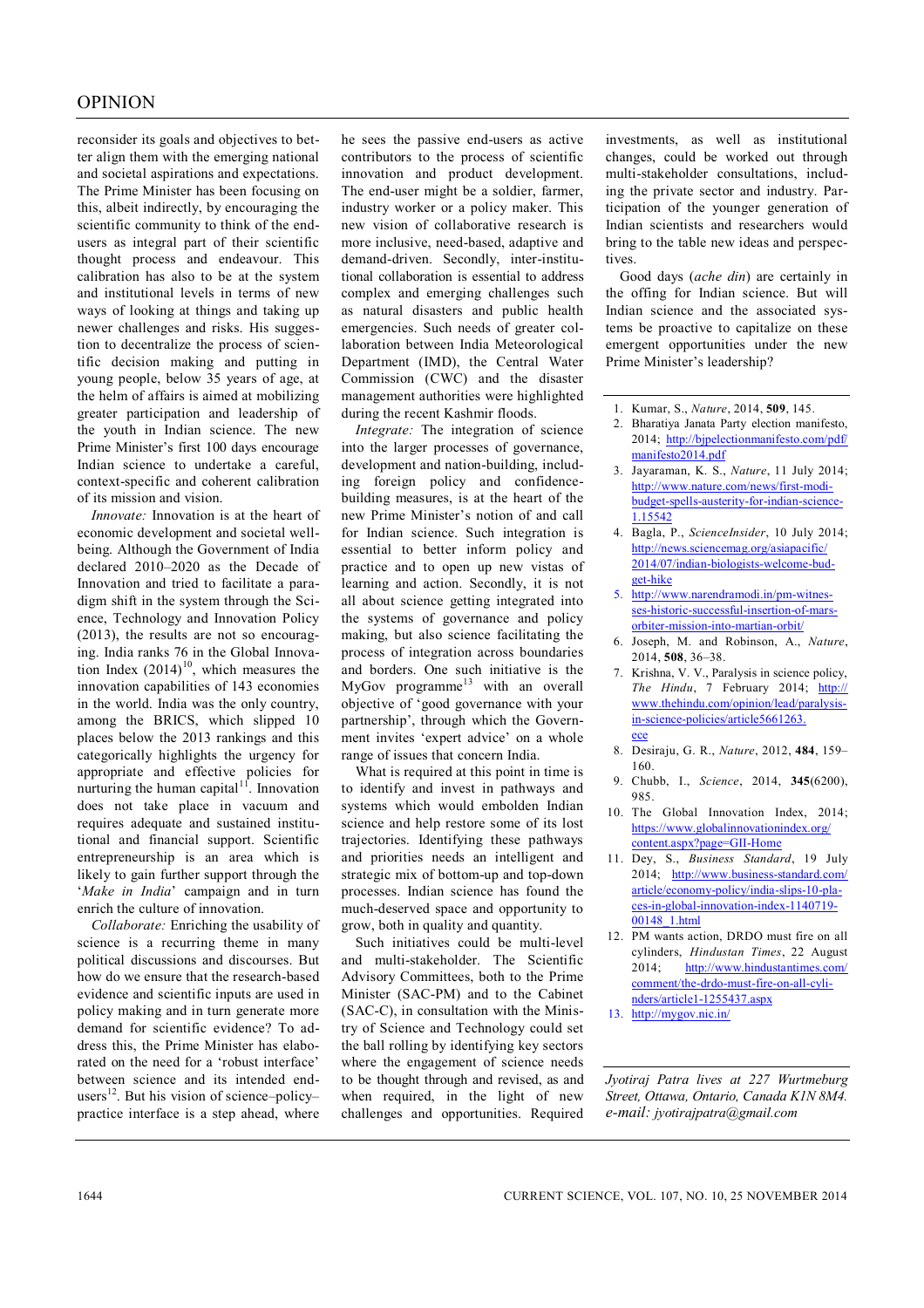reconsider its goals and objectives to better align them with the emerging national and societal aspirations and expectations. The Prime Minister has been focusing on this, albeit indirectly, by encouraging the scientific community to think of the end-users as integral part of their scientific thought process and endeavour. This calibration has also to be at the system and institutional levels in terms of new ways of looking at things and taking up newer challenges and risks. His suggestion to decentralize the process of scientific decision making and putting in young people, below 35 years of age, at the helm of affairs is aimed at mobilizing greater participation and leadership of the youth in Indian science. The new Prime Minister's first 100 days encourage Indian science to undertake a careful, context-specific and coherent calibration of its mission and vision.

*Innovate:* Innovation is at the heart of economic development and societal well-being. Although the Government of India declared 2010–2020 as the Decade of Innovation and tried to facilitate a paradigm shift in the system through the Science, Technology and Innovation Policy (2013), the results are not so encouraging. India ranks 76 in the Global Innovation Index (2014)[10], which measures the innovation capabilities of 143 economies in the world. India was the only country, among the BRICS, which slipped 10 places below the 2013 rankings and this categorically highlights the urgency for appropriate and effective policies for nurturing the human capital[11]. Innovation does not take place in vacuum and requires adequate and sustained institutional and financial support. Scientific entrepreneurship is an area which is likely to gain further support through the '*Make in India*' campaign and in turn enrich the culture of innovation.

*Collaborate:* Enriching the usability of science is a recurring theme in many political discussions and discourses. But how do we ensure that the research-based evidence and scientific inputs are used in policy making and in turn generate more demand for scientific evidence? To address this, the Prime Minister has elaborated on the need for a 'robust interface' between science and its intended end-users[12]. But his vision of science–policy–practice interface is a step ahead, where he sees the passive end-users as active contributors to the process of scientific innovation and product development. The end-user might be a soldier, farmer, industry worker or a policy maker. This new vision of collaborative research is more inclusive, need-based, adaptive and demand-driven. Secondly, inter-institutional collaboration is essential to address complex and emerging challenges such as natural disasters and public health emergencies. Such needs of greater collaboration between India Meteorological Department (IMD), the Central Water Commission (CWC) and the disaster management authorities were highlighted during the recent Kashmir floods.

*Integrate:* The integration of science into the larger processes of governance, development and nation-building, including foreign policy and confidence-building measures, is at the heart of the new Prime Minister's notion of and call for Indian science. Such integration is essential to better inform policy and practice and to open up new vistas of learning and action. Secondly, it is not all about science getting integrated into the systems of governance and policy making, but also science facilitating the process of integration across boundaries and borders. One such initiative is the MyGov programme[13] with an overall objective of 'good governance with your partnership', through which the Government invites 'expert advice' on a whole range of issues that concern India.

What is required at this point in time is to identify and invest in pathways and systems which would embolden Indian science and help restore some of its lost trajectories. Identifying these pathways and priorities needs an intelligent and strategic mix of bottom-up and top-down processes. Indian science has found the much-deserved space and opportunity to grow, both in quality and quantity.

Such initiatives could be multi-level and multi-stakeholder. The Scientific Advisory Committees, both to the Prime Minister (SAC-PM) and to the Cabinet (SAC-C), in consultation with the Ministry of Science and Technology could set the ball rolling by identifying key sectors where the engagement of science needs to be thought through and revised, as and when required, in the light of new challenges and opportunities. Required investments, as well as institutional changes, could be worked out through multi-stakeholder consultations, including the private sector and industry. Participation of the younger generation of Indian scientists and researchers would bring to the table new ideas and perspectives.

Good days (*ache din*) are certainly in the offing for Indian science. But will Indian science and the associated systems be proactive to capitalize on these emergent opportunities under the new Prime Minister's leadership?

1. Kumar, S., *Nature*, 2014, **509**, 145.
2. Bharatiya Janata Party election manifesto, 2014; http://bjpelectionmanifesto.com/pdf/manifesto2014.pdf
3. Jayaraman, K. S., *Nature*, 11 July 2014; http://www.nature.com/news/first-modi-budget-spells-austerity-for-indian-science-1.15542
4. Bagla, P., *ScienceInsider*, 10 July 2014; http://news.sciencemag.org/asiapacific/2014/07/indian-biologists-welcome-budget-hike
5. http://www.narendramodi.in/pm-witnesses-historic-successful-insertion-of-mars-orbiter-mission-into-martian-orbit/
6. Joseph, M. and Robinson, A., *Nature*, 2014, **508**, 36–38.
7. Krishna, V. V., Paralysis in science policy, *The Hindu*, 7 February 2014; http://www.thehindu.com/opinion/lead/paralysis-in-science-policies/article5661263.ece
8. Desiraju, G. R., *Nature*, 2012, **484**, 159–160.
9. Chubb, I., *Science*, 2014, **345**(6200), 985.
10. The Global Innovation Index, 2014; https://www.globalinnovationindex.org/content.aspx?page=GII-Home
11. Dey, S., *Business Standard*, 19 July 2014; http://www.business-standard.com/article/economy-policy/india-slips-10-places-in-global-innovation-index-114071900148_1.html
12. PM wants action, DRDO must fire on all cylinders, *Hindustan Times*, 22 August 2014; http://www.hindustantimes.com/comment/the-drdo-must-fire-on-all-cylinders/article1-1255437.aspx
13. http://mygov.nic.in/

*Jyotiraj Patra lives at 227 Wurtmeburg Street, Ottawa, Ontario, Canada K1N 8M4.*
*e-mail: jyotirajpatra@gmail.com*